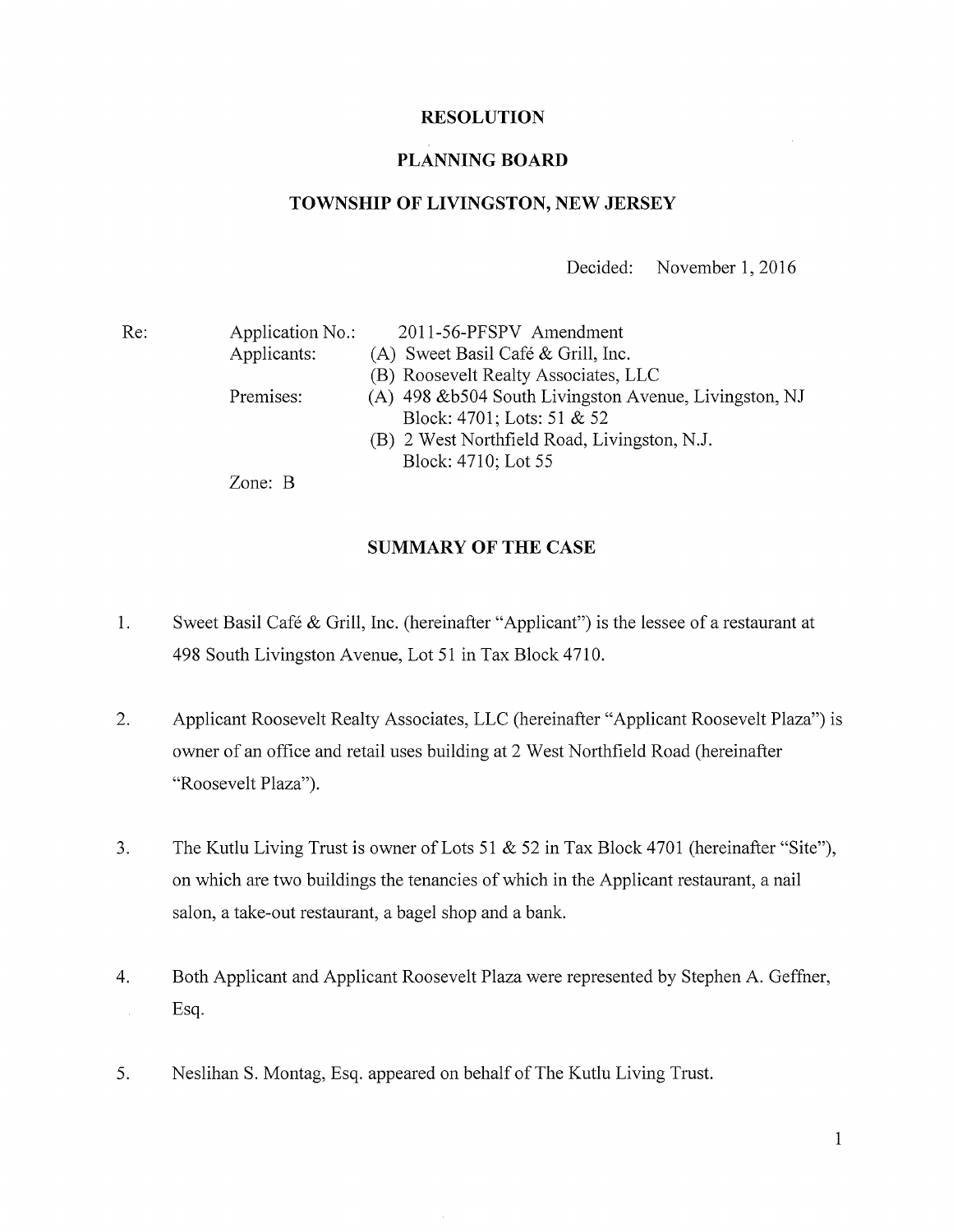**RESOLUTION**

**PLANNING BOARD**

**TOWNSHIP OF LIVINGSTON, NEW JERSEY**

Decided: November 1, 2016

Re:
- Application No.: 2011-56-PFSPV Amendment
- Applicants: (A) Sweet Basil Café & Grill, Inc.
  (B) Roosevelt Realty Associates, LLC
- Premises: (A) 498 &b504 South Livingston Avenue, Livingston, NJ
  Block: 4701; Lots: 51 & 52
  (B) 2 West Northfield Road, Livingston, N.J.
  Block: 4710; Lot 55
- Zone: B

**SUMMARY OF THE CASE**

1. Sweet Basil Café & Grill, Inc. (hereinafter "Applicant") is the lessee of a restaurant at 498 South Livingston Avenue, Lot 51 in Tax Block 4710.

2. Applicant Roosevelt Realty Associates, LLC (hereinafter "Applicant Roosevelt Plaza") is owner of an office and retail uses building at 2 West Northfield Road (hereinafter "Roosevelt Plaza").

3. The Kutlu Living Trust is owner of Lots 51 & 52 in Tax Block 4701 (hereinafter "Site"), on which are two buildings the tenancies of which in the Applicant restaurant, a nail salon, a take-out restaurant, a bagel shop and a bank.

4. Both Applicant and Applicant Roosevelt Plaza were represented by Stephen A. Geffner, Esq.

5. Neslihan S. Montag, Esq. appeared on behalf of The Kutlu Living Trust.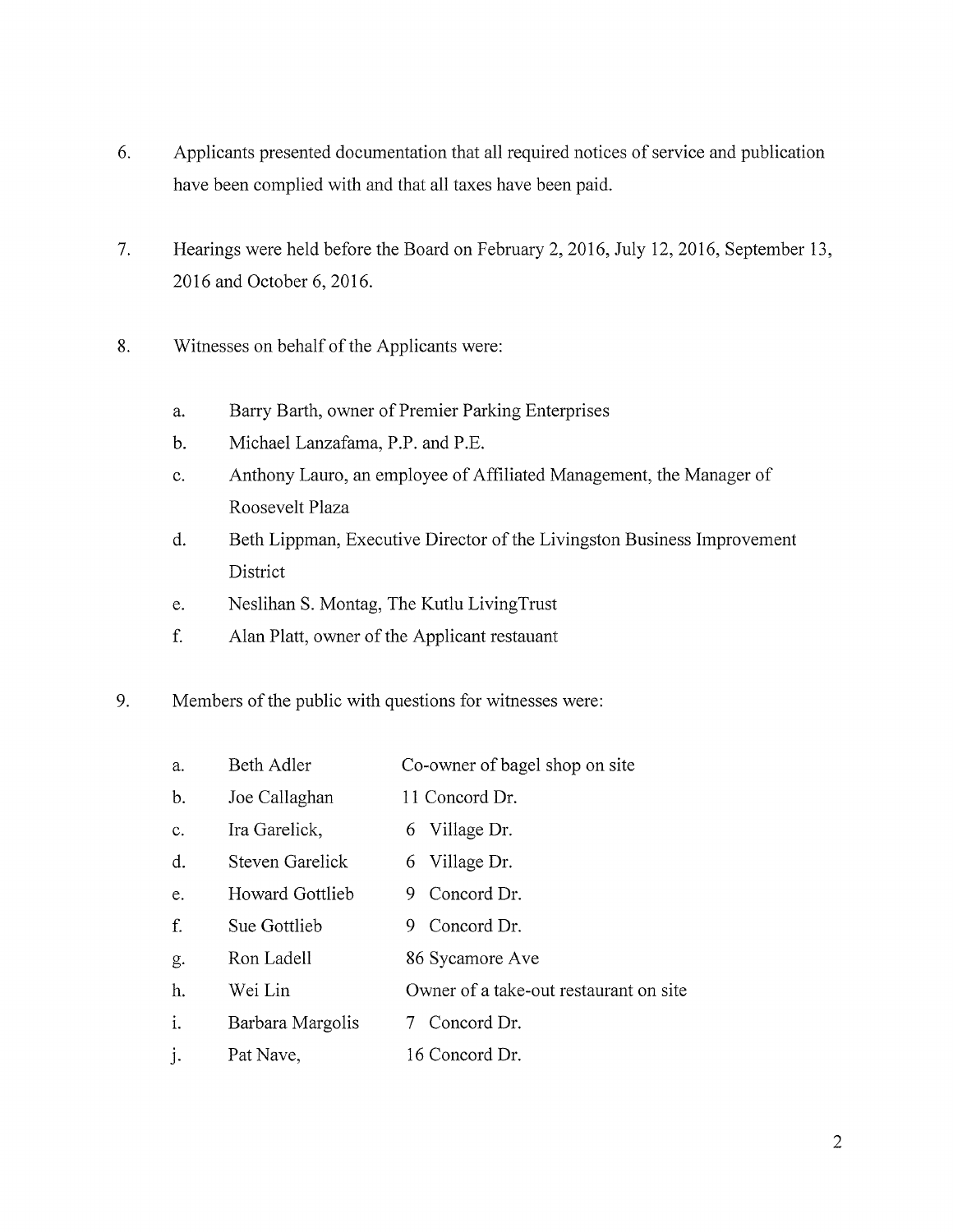6. Applicants presented documentation that all required notices of service and publication have been complied with and that all taxes have been paid.

7. Hearings were held before the Board on February 2, 2016, July 12, 2016, September 13, 2016 and October 6, 2016.

8. Witnesses on behalf of the Applicants were:

   a. Barry Barth, owner of Premier Parking Enterprises
   b. Michael Lanzafama, P.P. and P.E.
   c. Anthony Lauro, an employee of Affiliated Management, the Manager of Roosevelt Plaza
   d. Beth Lippman, Executive Director of the Livingston Business Improvement District
   e. Neslihan S. Montag, The Kutlu LivingTrust
   f. Alan Platt, owner of the Applicant restauant

9. Members of the public with questions for witnesses were:

| | | |
|---|---|---|
| a. | Beth Adler | Co-owner of bagel shop on site |
| b. | Joe Callaghan | 11 Concord Dr. |
| c. | Ira Garelick, | 6 Village Dr. |
| d. | Steven Garelick | 6 Village Dr. |
| e. | Howard Gottlieb | 9 Concord Dr. |
| f. | Sue Gottlieb | 9 Concord Dr. |
| g. | Ron Ladell | 86 Sycamore Ave |
| h. | Wei Lin | Owner of a take-out restaurant on site |
| i. | Barbara Margolis | 7 Concord Dr. |
| j. | Pat Nave, | 16 Concord Dr. |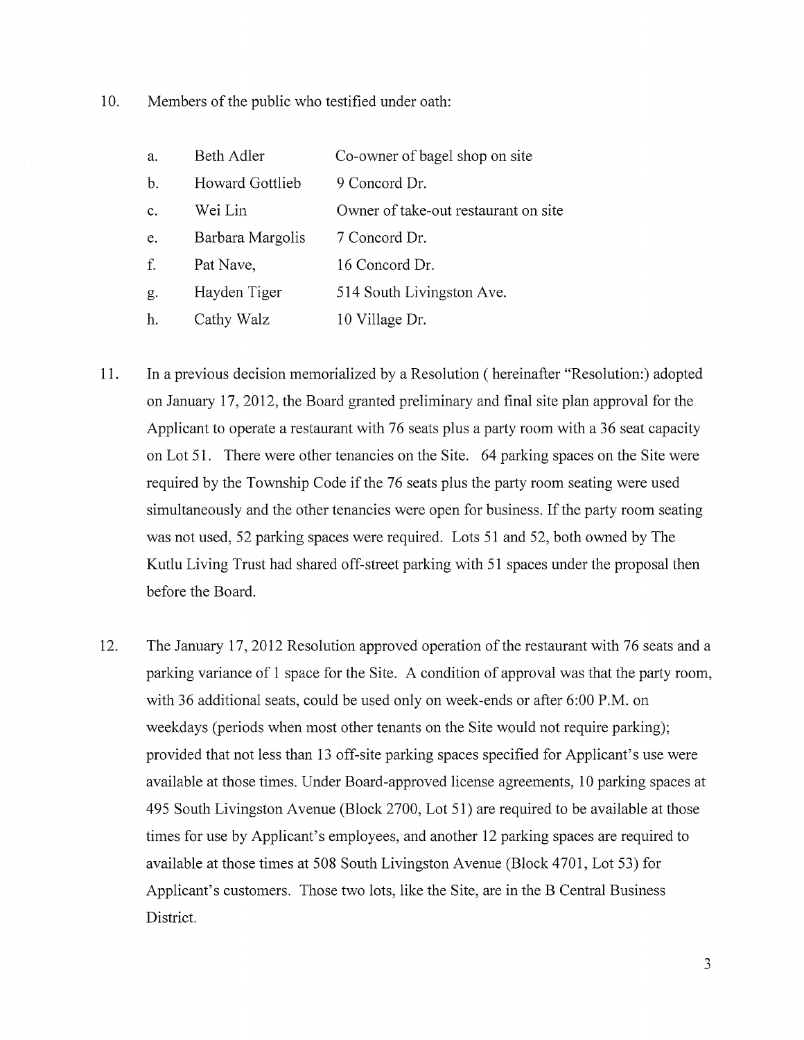10. Members of the public who testified under oath:

| | | |
|---|---|---|
| a. | Beth Adler | Co-owner of bagel shop on site |
| b. | Howard Gottlieb | 9 Concord Dr. |
| c. | Wei Lin | Owner of take-out restaurant on site |
| e. | Barbara Margolis | 7 Concord Dr. |
| f. | Pat Nave, | 16 Concord Dr. |
| g. | Hayden Tiger | 514 South Livingston Ave. |
| h. | Cathy Walz | 10 Village Dr. |

11. In a previous decision memorialized by a Resolution ( hereinafter "Resolution:) adopted on January 17, 2012, the Board granted preliminary and final site plan approval for the Applicant to operate a restaurant with 76 seats plus a party room with a 36 seat capacity on Lot 51. There were other tenancies on the Site. 64 parking spaces on the Site were required by the Township Code if the 76 seats plus the party room seating were used simultaneously and the other tenancies were open for business. If the party room seating was not used, 52 parking spaces were required. Lots 51 and 52, both owned by The Kutlu Living Trust had shared off-street parking with 51 spaces under the proposal then before the Board.

12. The January 17, 2012 Resolution approved operation of the restaurant with 76 seats and a parking variance of 1 space for the Site. A condition of approval was that the party room, with 36 additional seats, could be used only on week-ends or after 6:00 P.M. on weekdays (periods when most other tenants on the Site would not require parking); provided that not less than 13 off-site parking spaces specified for Applicant's use were available at those times. Under Board-approved license agreements, 10 parking spaces at 495 South Livingston Avenue (Block 2700, Lot 51) are required to be available at those times for use by Applicant's employees, and another 12 parking spaces are required to available at those times at 508 South Livingston Avenue (Block 4701, Lot 53) for Applicant's customers. Those two lots, like the Site, are in the B Central Business District.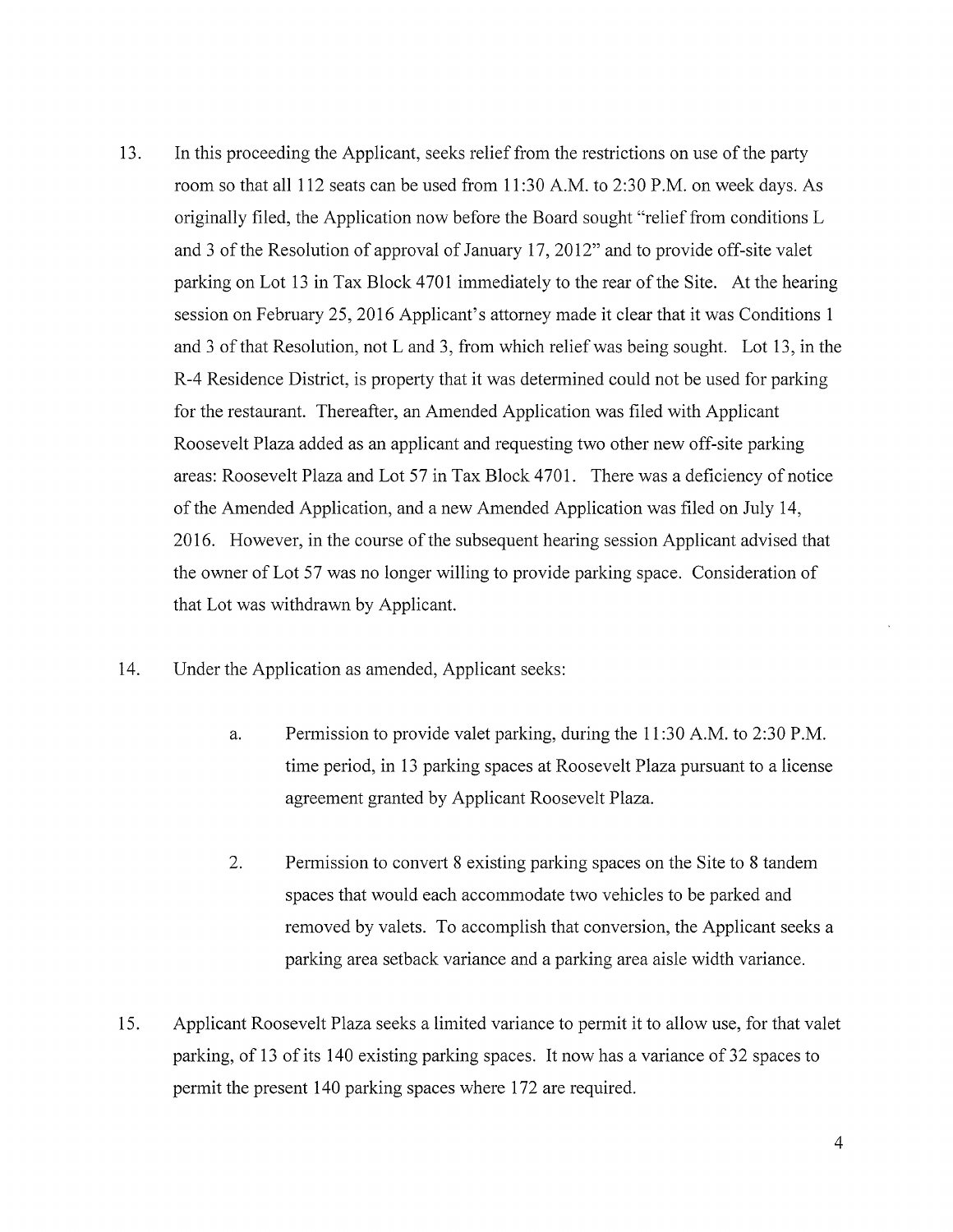13. In this proceeding the Applicant, seeks relief from the restrictions on use of the party room so that all 112 seats can be used from 11:30 A.M. to 2:30 P.M. on week days. As originally filed, the Application now before the Board sought "relief from conditions L and 3 of the Resolution of approval of January 17, 2012" and to provide off-site valet parking on Lot 13 in Tax Block 4701 immediately to the rear of the Site. At the hearing session on February 25, 2016 Applicant's attorney made it clear that it was Conditions 1 and 3 of that Resolution, not L and 3, from which relief was being sought. Lot 13, in the R-4 Residence District, is property that it was determined could not be used for parking for the restaurant. Thereafter, an Amended Application was filed with Applicant Roosevelt Plaza added as an applicant and requesting two other new off-site parking areas: Roosevelt Plaza and Lot 57 in Tax Block 4701. There was a deficiency of notice of the Amended Application, and a new Amended Application was filed on July 14, 2016. However, in the course of the subsequent hearing session Applicant advised that the owner of Lot 57 was no longer willing to provide parking space. Consideration of that Lot was withdrawn by Applicant.

14. Under the Application as amended, Applicant seeks:

    a. Permission to provide valet parking, during the 11:30 A.M. to 2:30 P.M. time period, in 13 parking spaces at Roosevelt Plaza pursuant to a license agreement granted by Applicant Roosevelt Plaza.

    2. Permission to convert 8 existing parking spaces on the Site to 8 tandem spaces that would each accommodate two vehicles to be parked and removed by valets. To accomplish that conversion, the Applicant seeks a parking area setback variance and a parking area aisle width variance.

15. Applicant Roosevelt Plaza seeks a limited variance to permit it to allow use, for that valet parking, of 13 of its 140 existing parking spaces. It now has a variance of 32 spaces to permit the present 140 parking spaces where 172 are required.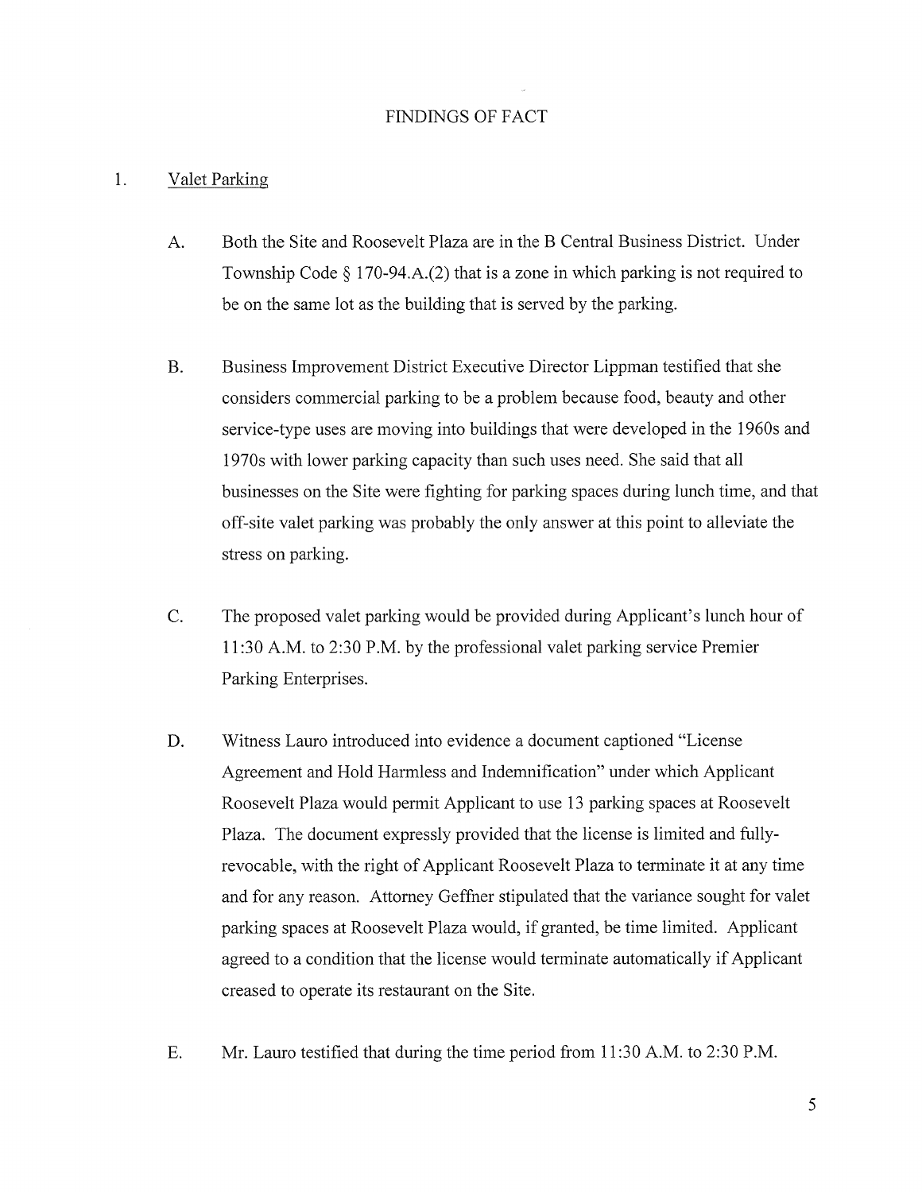# FINDINGS OF FACT

1. Valet Parking

   A. Both the Site and Roosevelt Plaza are in the B Central Business District. Under Township Code § 170-94.A.(2) that is a zone in which parking is not required to be on the same lot as the building that is served by the parking.

   B. Business Improvement District Executive Director Lippman testified that she considers commercial parking to be a problem because food, beauty and other service-type uses are moving into buildings that were developed in the 1960s and 1970s with lower parking capacity than such uses need. She said that all businesses on the Site were fighting for parking spaces during lunch time, and that off-site valet parking was probably the only answer at this point to alleviate the stress on parking.

   C. The proposed valet parking would be provided during Applicant's lunch hour of 11:30 A.M. to 2:30 P.M. by the professional valet parking service Premier Parking Enterprises.

   D. Witness Lauro introduced into evidence a document captioned "License Agreement and Hold Harmless and Indemnification" under which Applicant Roosevelt Plaza would permit Applicant to use 13 parking spaces at Roosevelt Plaza. The document expressly provided that the license is limited and fully-revocable, with the right of Applicant Roosevelt Plaza to terminate it at any time and for any reason. Attorney Geffner stipulated that the variance sought for valet parking spaces at Roosevelt Plaza would, if granted, be time limited. Applicant agreed to a condition that the license would terminate automatically if Applicant creased to operate its restaurant on the Site.

   E. Mr. Lauro testified that during the time period from 11:30 A.M. to 2:30 P.M.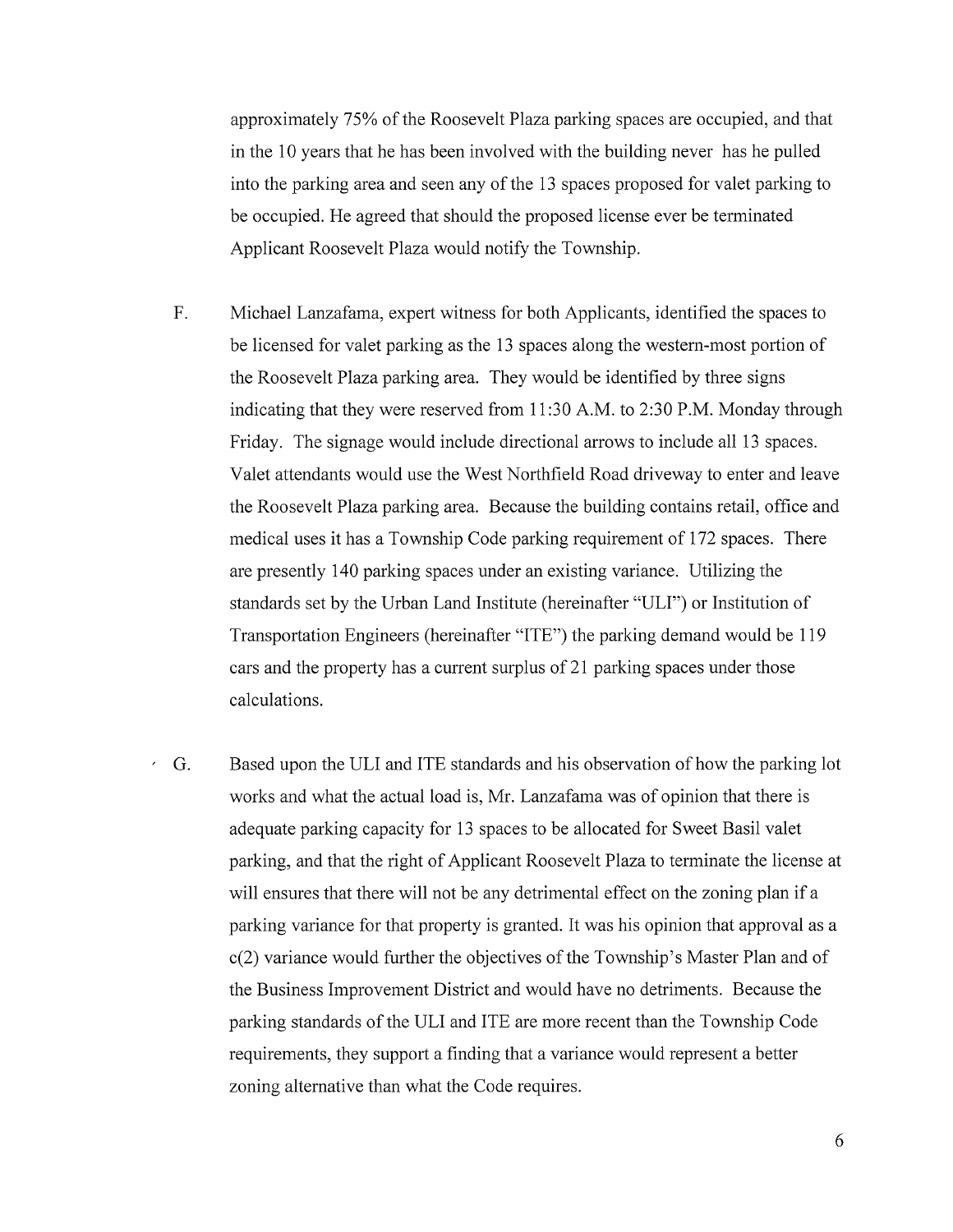approximately 75% of the Roosevelt Plaza parking spaces are occupied, and that in the 10 years that he has been involved with the building never has he pulled into the parking area and seen any of the 13 spaces proposed for valet parking to be occupied. He agreed that should the proposed license ever be terminated Applicant Roosevelt Plaza would notify the Township.

F. Michael Lanzafama, expert witness for both Applicants, identified the spaces to be licensed for valet parking as the 13 spaces along the western-most portion of the Roosevelt Plaza parking area. They would be identified by three signs indicating that they were reserved from 11:30 A.M. to 2:30 P.M. Monday through Friday. The signage would include directional arrows to include all 13 spaces. Valet attendants would use the West Northfield Road driveway to enter and leave the Roosevelt Plaza parking area. Because the building contains retail, office and medical uses it has a Township Code parking requirement of 172 spaces. There are presently 140 parking spaces under an existing variance. Utilizing the standards set by the Urban Land Institute (hereinafter "ULI") or Institution of Transportation Engineers (hereinafter "ITE") the parking demand would be 119 cars and the property has a current surplus of 21 parking spaces under those calculations.

G. Based upon the ULI and ITE standards and his observation of how the parking lot works and what the actual load is, Mr. Lanzafama was of opinion that there is adequate parking capacity for 13 spaces to be allocated for Sweet Basil valet parking, and that the right of Applicant Roosevelt Plaza to terminate the license at will ensures that there will not be any detrimental effect on the zoning plan if a parking variance for that property is granted. It was his opinion that approval as a c(2) variance would further the objectives of the Township's Master Plan and of the Business Improvement District and would have no detriments. Because the parking standards of the ULI and ITE are more recent than the Township Code requirements, they support a finding that a variance would represent a better zoning alternative than what the Code requires.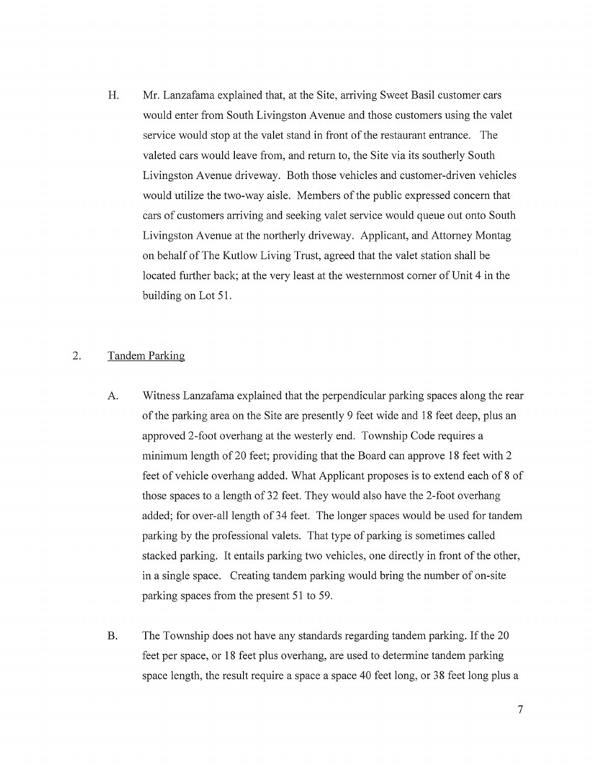H. Mr. Lanzafama explained that, at the Site, arriving Sweet Basil customer cars would enter from South Livingston Avenue and those customers using the valet service would stop at the valet stand in front of the restaurant entrance. The valeted cars would leave from, and return to, the Site via its southerly South Livingston Avenue driveway. Both those vehicles and customer-driven vehicles would utilize the two-way aisle. Members of the public expressed concern that cars of customers arriving and seeking valet service would queue out onto South Livingston Avenue at the northerly driveway. Applicant, and Attorney Montag on behalf of The Kutlow Living Trust, agreed that the valet station shall be located further back; at the very least at the westernmost corner of Unit 4 in the building on Lot 51.

2. Tandem Parking

A. Witness Lanzafama explained that the perpendicular parking spaces along the rear of the parking area on the Site are presently 9 feet wide and 18 feet deep, plus an approved 2-foot overhang at the westerly end. Township Code requires a minimum length of 20 feet; providing that the Board can approve 18 feet with 2 feet of vehicle overhang added. What Applicant proposes is to extend each of 8 of those spaces to a length of 32 feet. They would also have the 2-foot overhang added; for over-all length of 34 feet. The longer spaces would be used for tandem parking by the professional valets. That type of parking is sometimes called stacked parking. It entails parking two vehicles, one directly in front of the other, in a single space. Creating tandem parking would bring the number of on-site parking spaces from the present 51 to 59.

B. The Township does not have any standards regarding tandem parking. If the 20 feet per space, or 18 feet plus overhang, are used to determine tandem parking space length, the result require a space a space 40 feet long, or 38 feet long plus a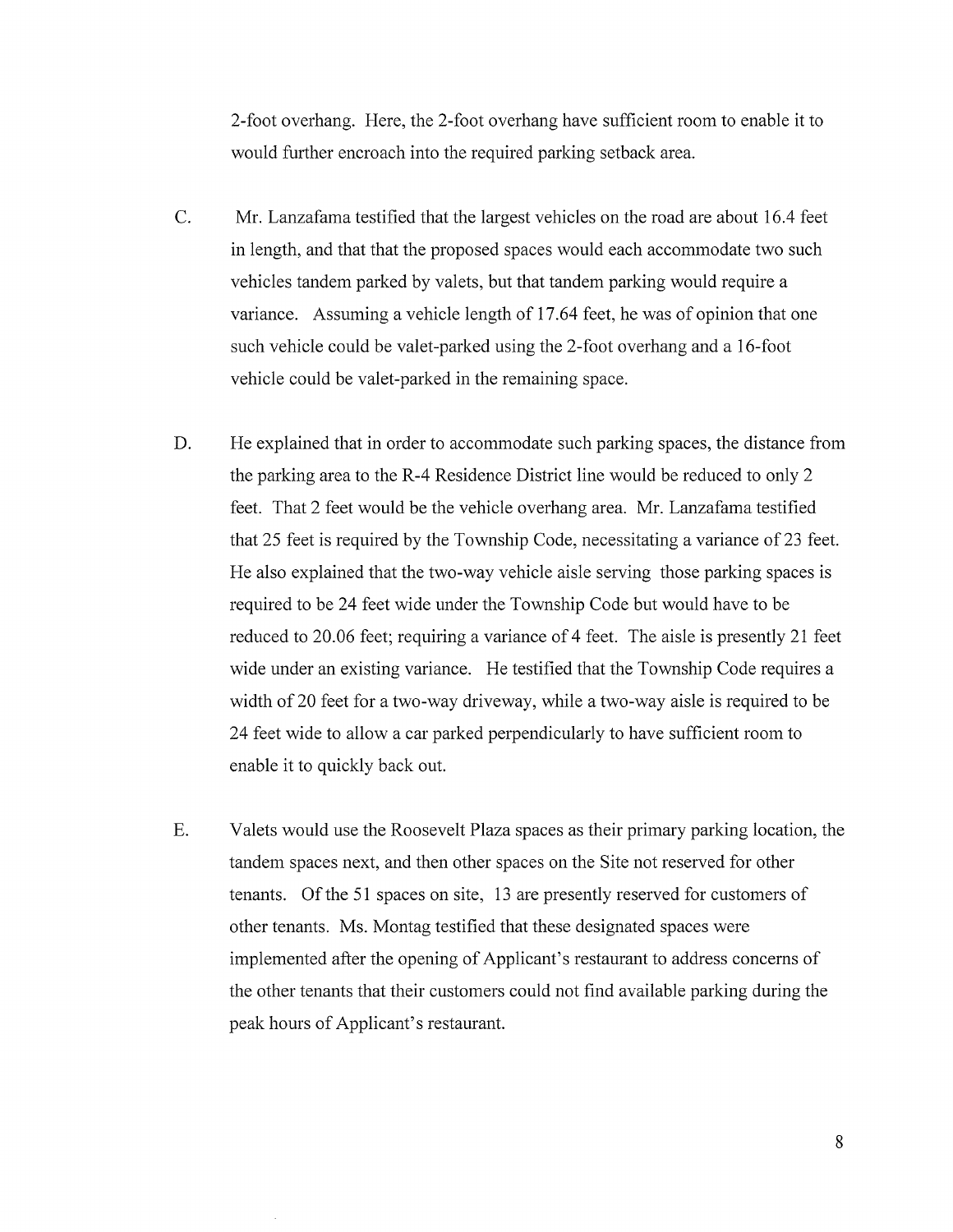2-foot overhang. Here, the 2-foot overhang have sufficient room to enable it to would further encroach into the required parking setback area.

C. Mr. Lanzafama testified that the largest vehicles on the road are about 16.4 feet in length, and that that the proposed spaces would each accommodate two such vehicles tandem parked by valets, but that tandem parking would require a variance. Assuming a vehicle length of 17.64 feet, he was of opinion that one such vehicle could be valet-parked using the 2-foot overhang and a 16-foot vehicle could be valet-parked in the remaining space.

D. He explained that in order to accommodate such parking spaces, the distance from the parking area to the R-4 Residence District line would be reduced to only 2 feet. That 2 feet would be the vehicle overhang area. Mr. Lanzafama testified that 25 feet is required by the Township Code, necessitating a variance of 23 feet. He also explained that the two-way vehicle aisle serving those parking spaces is required to be 24 feet wide under the Township Code but would have to be reduced to 20.06 feet; requiring a variance of 4 feet. The aisle is presently 21 feet wide under an existing variance. He testified that the Township Code requires a width of 20 feet for a two-way driveway, while a two-way aisle is required to be 24 feet wide to allow a car parked perpendicularly to have sufficient room to enable it to quickly back out.

E. Valets would use the Roosevelt Plaza spaces as their primary parking location, the tandem spaces next, and then other spaces on the Site not reserved for other tenants. Of the 51 spaces on site, 13 are presently reserved for customers of other tenants. Ms. Montag testified that these designated spaces were implemented after the opening of Applicant's restaurant to address concerns of the other tenants that their customers could not find available parking during the peak hours of Applicant's restaurant.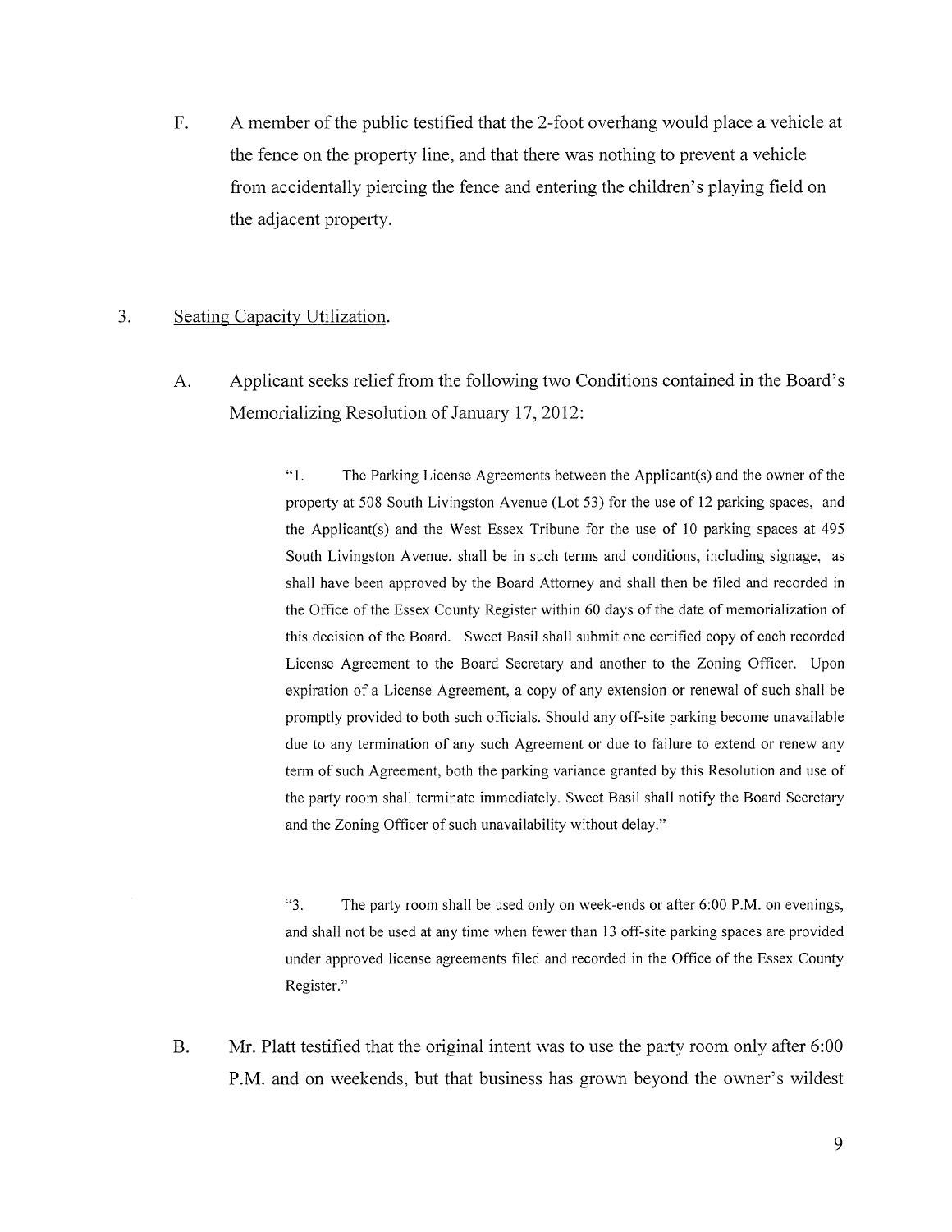F. A member of the public testified that the 2-foot overhang would place a vehicle at the fence on the property line, and that there was nothing to prevent a vehicle from accidentally piercing the fence and entering the children's playing field on the adjacent property.

3. Seating Capacity Utilization.

A. Applicant seeks relief from the following two Conditions contained in the Board's Memorializing Resolution of January 17, 2012:

> "1. The Parking License Agreements between the Applicant(s) and the owner of the property at 508 South Livingston Avenue (Lot 53) for the use of 12 parking spaces, and the Applicant(s) and the West Essex Tribune for the use of 10 parking spaces at 495 South Livingston Avenue, shall be in such terms and conditions, including signage, as shall have been approved by the Board Attorney and shall then be filed and recorded in the Office of the Essex County Register within 60 days of the date of memorialization of this decision of the Board. Sweet Basil shall submit one certified copy of each recorded License Agreement to the Board Secretary and another to the Zoning Officer. Upon expiration of a License Agreement, a copy of any extension or renewal of such shall be promptly provided to both such officials. Should any off-site parking become unavailable due to any termination of any such Agreement or due to failure to extend or renew any term of such Agreement, both the parking variance granted by this Resolution and use of the party room shall terminate immediately. Sweet Basil shall notify the Board Secretary and the Zoning Officer of such unavailability without delay."

> "3. The party room shall be used only on week-ends or after 6:00 P.M. on evenings, and shall not be used at any time when fewer than 13 off-site parking spaces are provided under approved license agreements filed and recorded in the Office of the Essex County Register."

B. Mr. Platt testified that the original intent was to use the party room only after 6:00 P.M. and on weekends, but that business has grown beyond the owner's wildest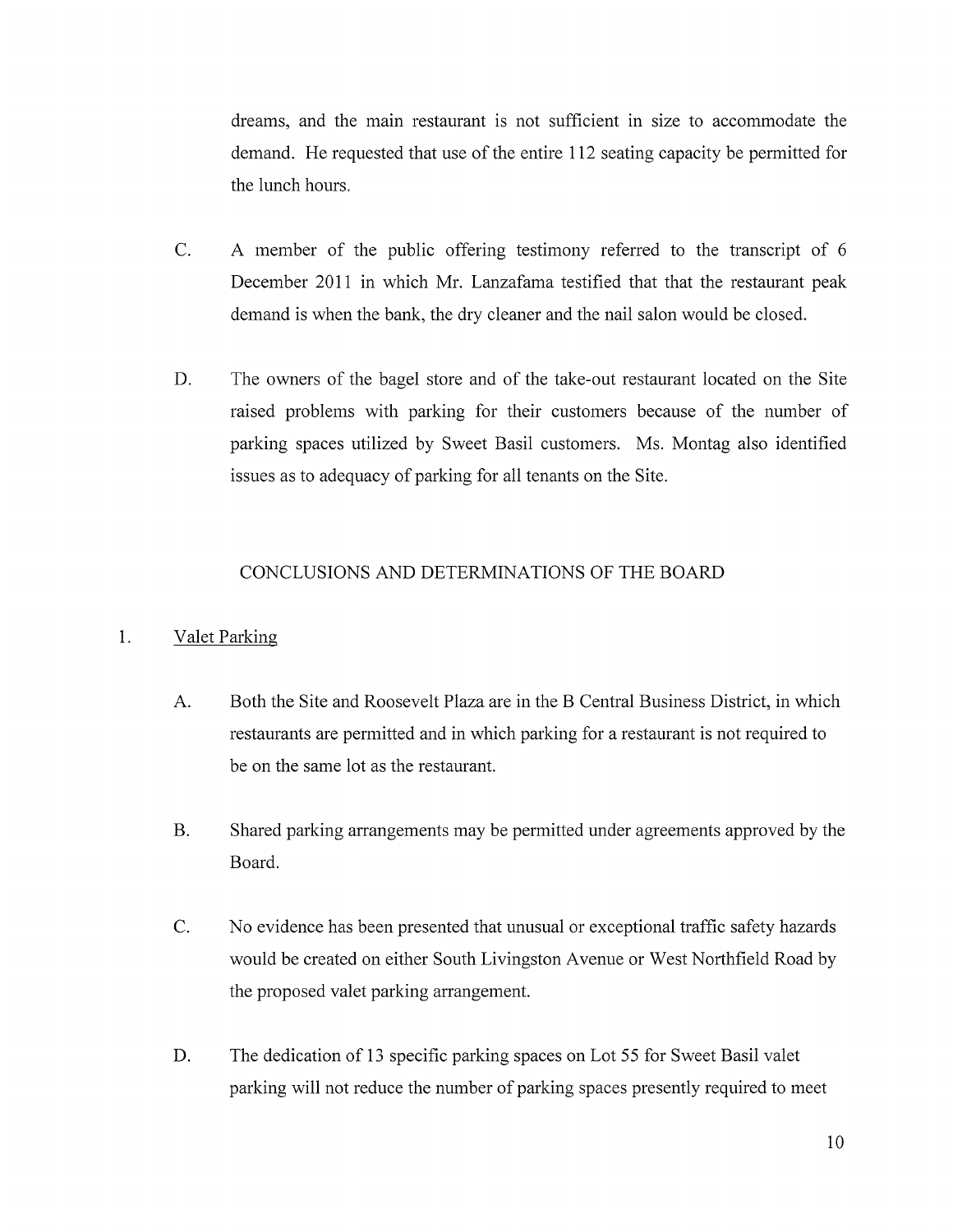dreams, and the main restaurant is not sufficient in size to accommodate the demand. He requested that use of the entire 112 seating capacity be permitted for the lunch hours.

C. A member of the public offering testimony referred to the transcript of 6 December 2011 in which Mr. Lanzafama testified that that the restaurant peak demand is when the bank, the dry cleaner and the nail salon would be closed.

D. The owners of the bagel store and of the take-out restaurant located on the Site raised problems with parking for their customers because of the number of parking spaces utilized by Sweet Basil customers. Ms. Montag also identified issues as to adequacy of parking for all tenants on the Site.

## CONCLUSIONS AND DETERMINATIONS OF THE BOARD

1. Valet Parking

A. Both the Site and Roosevelt Plaza are in the B Central Business District, in which restaurants are permitted and in which parking for a restaurant is not required to be on the same lot as the restaurant.

B. Shared parking arrangements may be permitted under agreements approved by the Board.

C. No evidence has been presented that unusual or exceptional traffic safety hazards would be created on either South Livingston Avenue or West Northfield Road by the proposed valet parking arrangement.

D. The dedication of 13 specific parking spaces on Lot 55 for Sweet Basil valet parking will not reduce the number of parking spaces presently required to meet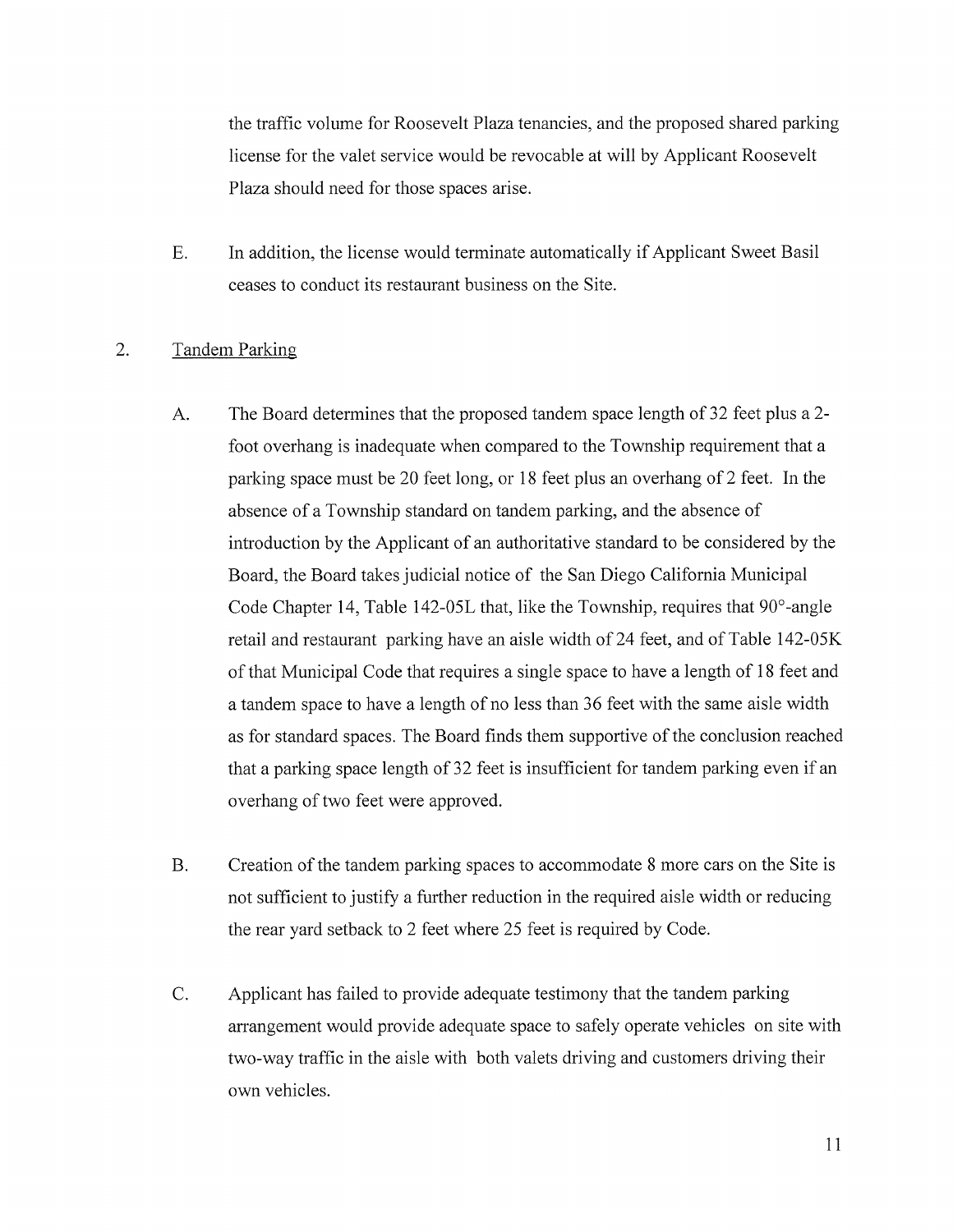the traffic volume for Roosevelt Plaza tenancies, and the proposed shared parking license for the valet service would be revocable at will by Applicant Roosevelt Plaza should need for those spaces arise.

E. In addition, the license would terminate automatically if Applicant Sweet Basil ceases to conduct its restaurant business on the Site.

2. <u>Tandem Parking</u>

A. The Board determines that the proposed tandem space length of 32 feet plus a 2-foot overhang is inadequate when compared to the Township requirement that a parking space must be 20 feet long, or 18 feet plus an overhang of 2 feet. In the absence of a Township standard on tandem parking, and the absence of introduction by the Applicant of an authoritative standard to be considered by the Board, the Board takes judicial notice of the San Diego California Municipal Code Chapter 14, Table 142-05L that, like the Township, requires that 90°-angle retail and restaurant parking have an aisle width of 24 feet, and of Table 142-05K of that Municipal Code that requires a single space to have a length of 18 feet and a tandem space to have a length of no less than 36 feet with the same aisle width as for standard spaces. The Board finds them supportive of the conclusion reached that a parking space length of 32 feet is insufficient for tandem parking even if an overhang of two feet were approved.

B. Creation of the tandem parking spaces to accommodate 8 more cars on the Site is not sufficient to justify a further reduction in the required aisle width or reducing the rear yard setback to 2 feet where 25 feet is required by Code.

C. Applicant has failed to provide adequate testimony that the tandem parking arrangement would provide adequate space to safely operate vehicles on site with two-way traffic in the aisle with both valets driving and customers driving their own vehicles.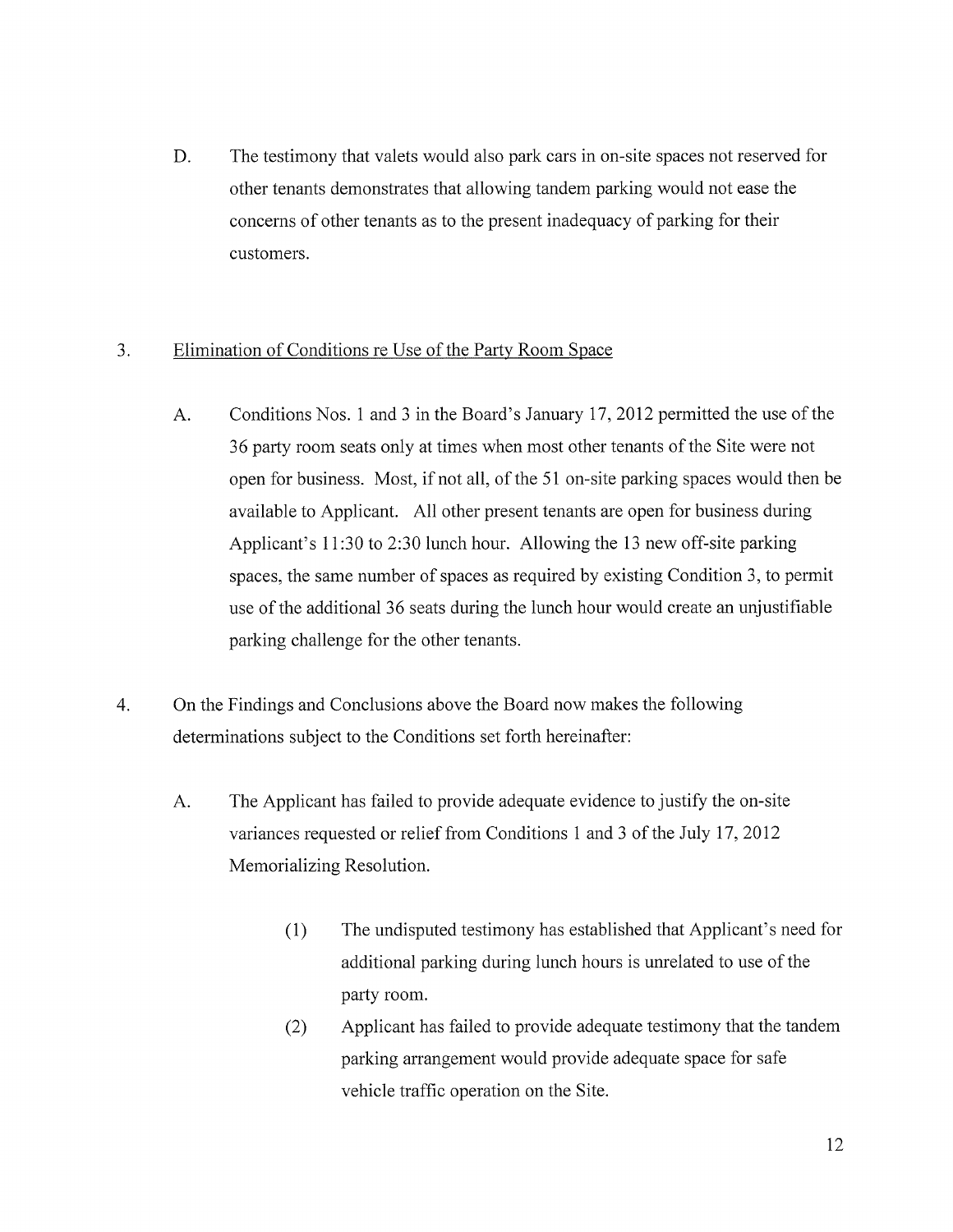D. The testimony that valets would also park cars in on-site spaces not reserved for other tenants demonstrates that allowing tandem parking would not ease the concerns of other tenants as to the present inadequacy of parking for their customers.

3. <u>Elimination of Conditions re Use of the Party Room Space</u>

   A. Conditions Nos. 1 and 3 in the Board's January 17, 2012 permitted the use of the 36 party room seats only at times when most other tenants of the Site were not open for business. Most, if not all, of the 51 on-site parking spaces would then be available to Applicant. All other present tenants are open for business during Applicant's 11:30 to 2:30 lunch hour. Allowing the 13 new off-site parking spaces, the same number of spaces as required by existing Condition 3, to permit use of the additional 36 seats during the lunch hour would create an unjustifiable parking challenge for the other tenants.

4. On the Findings and Conclusions above the Board now makes the following determinations subject to the Conditions set forth hereinafter:

   A. The Applicant has failed to provide adequate evidence to justify the on-site variances requested or relief from Conditions 1 and 3 of the July 17, 2012 Memorializing Resolution.

      (1) The undisputed testimony has established that Applicant's need for additional parking during lunch hours is unrelated to use of the party room.

      (2) Applicant has failed to provide adequate testimony that the tandem parking arrangement would provide adequate space for safe vehicle traffic operation on the Site.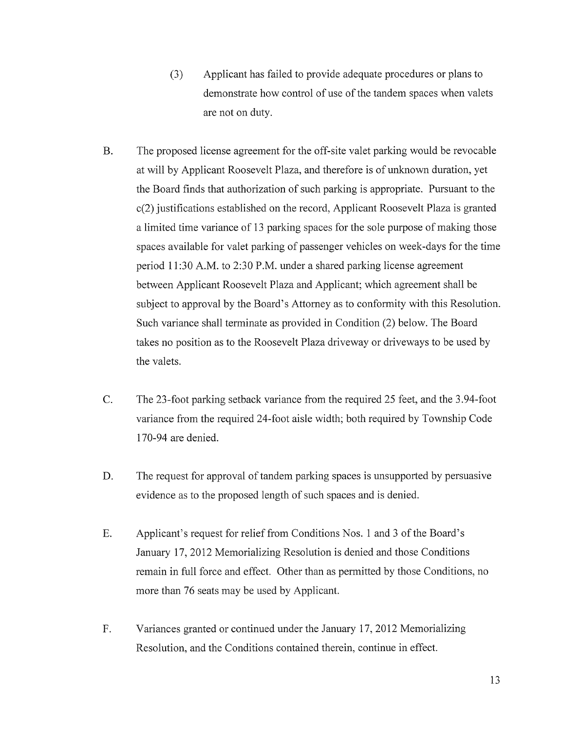(3) Applicant has failed to provide adequate procedures or plans to demonstrate how control of use of the tandem spaces when valets are not on duty.

B. The proposed license agreement for the off-site valet parking would be revocable at will by Applicant Roosevelt Plaza, and therefore is of unknown duration, yet the Board finds that authorization of such parking is appropriate. Pursuant to the c(2) justifications established on the record, Applicant Roosevelt Plaza is granted a limited time variance of 13 parking spaces for the sole purpose of making those spaces available for valet parking of passenger vehicles on week-days for the time period 11:30 A.M. to 2:30 P.M. under a shared parking license agreement between Applicant Roosevelt Plaza and Applicant; which agreement shall be subject to approval by the Board's Attorney as to conformity with this Resolution. Such variance shall terminate as provided in Condition (2) below. The Board takes no position as to the Roosevelt Plaza driveway or driveways to be used by the valets.

C. The 23-foot parking setback variance from the required 25 feet, and the 3.94-foot variance from the required 24-foot aisle width; both required by Township Code 170-94 are denied.

D. The request for approval of tandem parking spaces is unsupported by persuasive evidence as to the proposed length of such spaces and is denied.

E. Applicant's request for relief from Conditions Nos. 1 and 3 of the Board's January 17, 2012 Memorializing Resolution is denied and those Conditions remain in full force and effect. Other than as permitted by those Conditions, no more than 76 seats may be used by Applicant.

F. Variances granted or continued under the January 17, 2012 Memorializing Resolution, and the Conditions contained therein, continue in effect.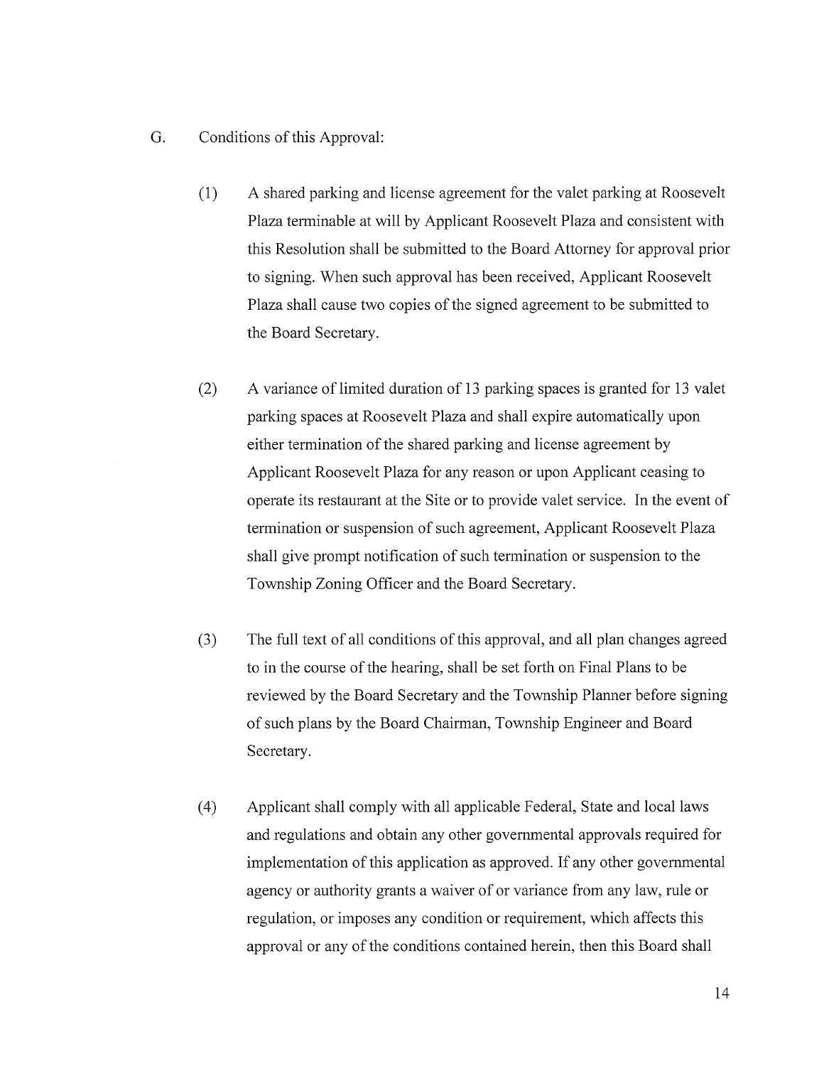G. Conditions of this Approval:

(1) A shared parking and license agreement for the valet parking at Roosevelt Plaza terminable at will by Applicant Roosevelt Plaza and consistent with this Resolution shall be submitted to the Board Attorney for approval prior to signing. When such approval has been received, Applicant Roosevelt Plaza shall cause two copies of the signed agreement to be submitted to the Board Secretary.

(2) A variance of limited duration of 13 parking spaces is granted for 13 valet parking spaces at Roosevelt Plaza and shall expire automatically upon either termination of the shared parking and license agreement by Applicant Roosevelt Plaza for any reason or upon Applicant ceasing to operate its restaurant at the Site or to provide valet service. In the event of termination or suspension of such agreement, Applicant Roosevelt Plaza shall give prompt notification of such termination or suspension to the Township Zoning Officer and the Board Secretary.

(3) The full text of all conditions of this approval, and all plan changes agreed to in the course of the hearing, shall be set forth on Final Plans to be reviewed by the Board Secretary and the Township Planner before signing of such plans by the Board Chairman, Township Engineer and Board Secretary.

(4) Applicant shall comply with all applicable Federal, State and local laws and regulations and obtain any other governmental approvals required for implementation of this application as approved. If any other governmental agency or authority grants a waiver of or variance from any law, rule or regulation, or imposes any condition or requirement, which affects this approval or any of the conditions contained herein, then this Board shall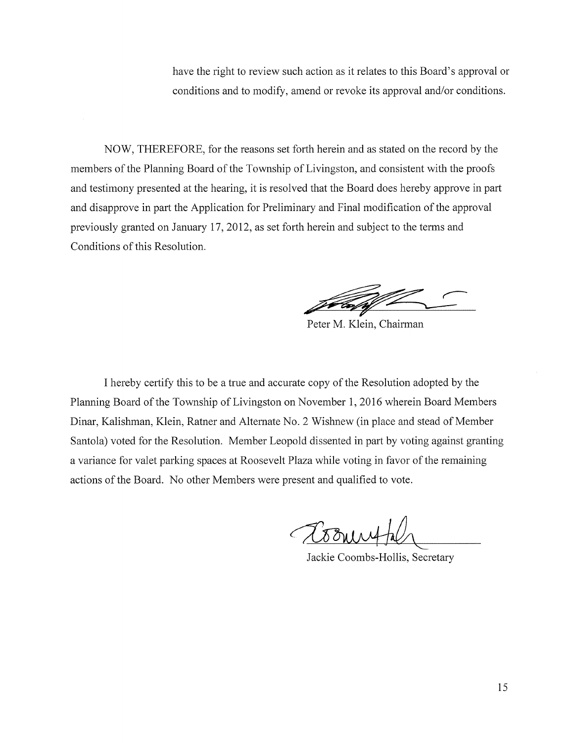have the right to review such action as it relates to this Board's approval or conditions and to modify, amend or revoke its approval and/or conditions.

NOW, THEREFORE, for the reasons set forth herein and as stated on the record by the members of the Planning Board of the Township of Livingston, and consistent with the proofs and testimony presented at the hearing, it is resolved that the Board does hereby approve in part and disapprove in part the Application for Preliminary and Final modification of the approval previously granted on January 17, 2012, as set forth herein and subject to the terms and Conditions of this Resolution.

Peter M. Klein, Chairman

I hereby certify this to be a true and accurate copy of the Resolution adopted by the Planning Board of the Township of Livingston on November 1, 2016 wherein Board Members Dinar, Kalishman, Klein, Ratner and Alternate No. 2 Wishnew (in place and stead of Member Santola) voted for the Resolution. Member Leopold dissented in part by voting against granting a variance for valet parking spaces at Roosevelt Plaza while voting in favor of the remaining actions of the Board. No other Members were present and qualified to vote.

Jackie Coombs-Hollis, Secretary